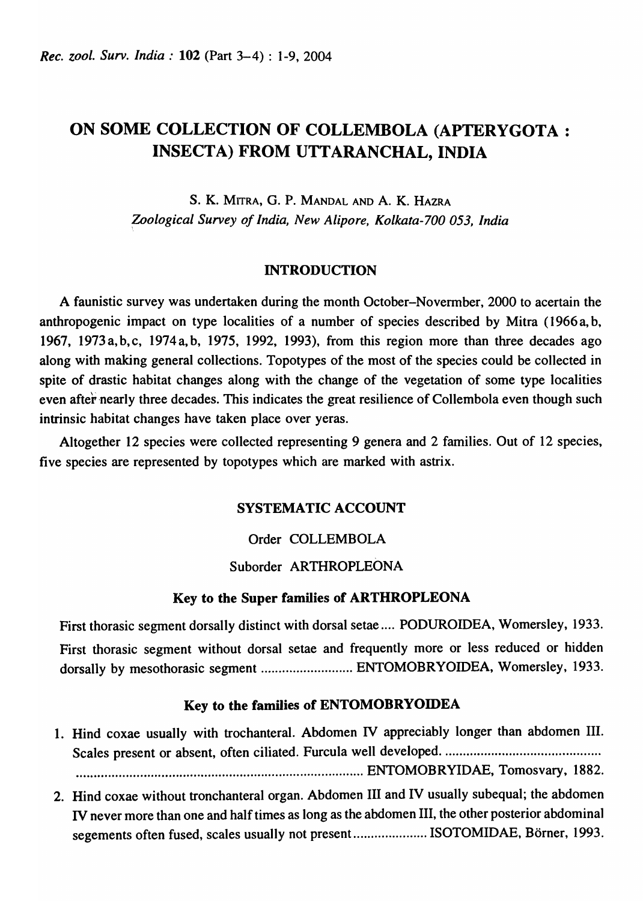# ON SOME COLLECTION OF COLLEMBOLA (APTERYGOTA : INSECTA) FROM UTTARANCHAL, INDIA

S. K. MITRA, G. P. MANDAL AND A. K. HAZRA

*Zoological Survey of India, New Alipore, Kolkata-700 053, India*

## INTRODUCTION

A faunistic survey was undertaken during the month October–Novermber, 2000 to acertain the anthropogenic impact on type localities of a number of species described by Mitra (1966a, b, 1967, 1973a, b, c, 1974a, b, 1975, 1992, 1993), from this region more than three decades ago along with making general collections. Topotypes of the most of the species could be collected in spite of drastic habitat changes along with the change of the vegetation of some type localities even after nearly three decades. This indicates the great resilience of Collembola even though such intrinsic habitat changes have taken place over yeras.

Altogether 12 species were collected representing 9 genera and 2 families. Out of 12 species, five species are represented by topotypes which are marked with astrix.

## SYSTEMATIC ACCOUNT

Order COLLEMBOLA

Suborder ARTHROPLEONA

### Key to the Super families of ARTHROPLEONA

First thoracic segment dorsally distinct with dorsal setae .... PODUROIDEA, Womersley, 1933.

First thoracic segment without dorsal setae and frequently more or less reduced or hidden dorsally by mesothorasic segment .......................... ENTOMOBRYOIDEA, Womersley, 1933.

### Key to the families of ENTOMOBRYOIDEA

1. Hind coxae usually with trochanteral. Abdomen IV appreciably longer than abdomen III. Scales present or absent, often ciliated. Furcula well developed. .......................................... ........................................................................... ENTOMOBRYIDAE, Tomosvary, 1882.
2. Hind coxae without tronchanteral organ. Abdomen III and IV usually subequal; the abdomen IV never more than one and half times as long as the abdomen III, the other posterior abdominal segements often fused, scales usually not present ..................... ISOTOMIDAE, Börner, 1993.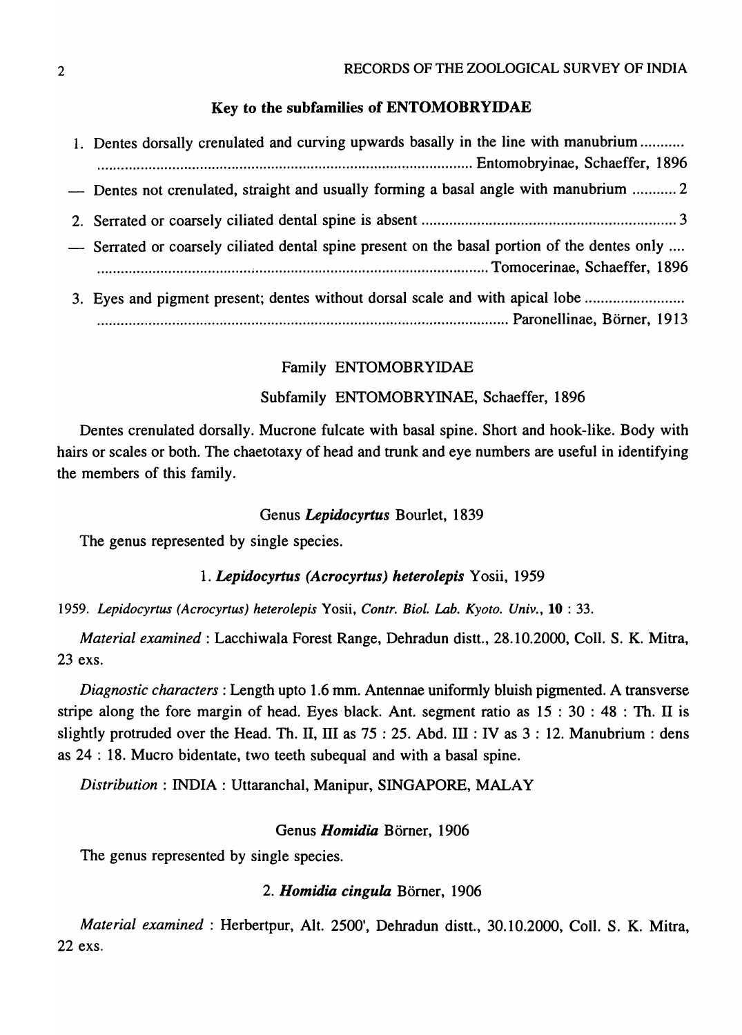### Key to the subfamilies of ENTOMOBRYIDAE

1. Dentes dorsally crenulated and curving upwards basally in the line with manubrium ........... ........................................................................................................ Entomobryinae, Schaeffer, 1896

— Dentes not crenulated, straight and usually forming a basal angle with manubrium ........... 2

2. Serrated or coarsely ciliated dental spine is absent ................................................................ 3

— Serrated or coarsely ciliated dental spine present on the basal portion of the dentes only .... ........................................................................................................ Tomocerinae, Schaeffer, 1896

3. Eyes and pigment present; dentes without dorsal scale and with apical lobe ......................... ........................................................................................................ Paronellinae, Börner, 1913

## Family ENTOMOBRYIDAE

### Subfamily ENTOMOBRYINAE, Schaeffer, 1896

Dentes crenulated dorsally. Mucrone fulcate with basal spine. Short and hook-like. Body with hairs or scales or both. The chaetotaxy of head and trunk and eye numbers are useful in identifying the members of this family.

#### Genus *Lepidocyrtus* Bourlet, 1839

The genus represented by single species.

#### 1. *Lepidocyrtus (Acrocyrtus) heterolepis* Yosii, 1959

1959. *Lepidocyrtus (Acrocyrtus) heterolepis* Yosii, *Contr. Biol. Lab. Kyoto. Univ.*, **10** : 33.

*Material examined* : Lacchiwala Forest Range, Dehradun distt., 28.10.2000, Coll. S. K. Mitra, 23 exs.

*Diagnostic characters* : Length upto 1.6 mm. Antennae uniformly bluish pigmented. A transverse stripe along the fore margin of head. Eyes black. Ant. segment ratio as 15 : 30 : 48 : Th. II is slightly protruded over the Head. Th. II, III as 75 : 25. Abd. III : IV as 3 : 12. Manubrium : dens as 24 : 18. Mucro bidentate, two teeth subequal and with a basal spine.

*Distribution* : INDIA : Uttaranchal, Manipur, SINGAPORE, MALAY

#### Genus *Homidia* Börner, 1906

The genus represented by single species.

#### 2. *Homidia cingula* Börner, 1906

*Material examined* : Herbertpur, Alt. 2500', Dehradun distt., 30.10.2000, Coll. S. K. Mitra, 22 exs.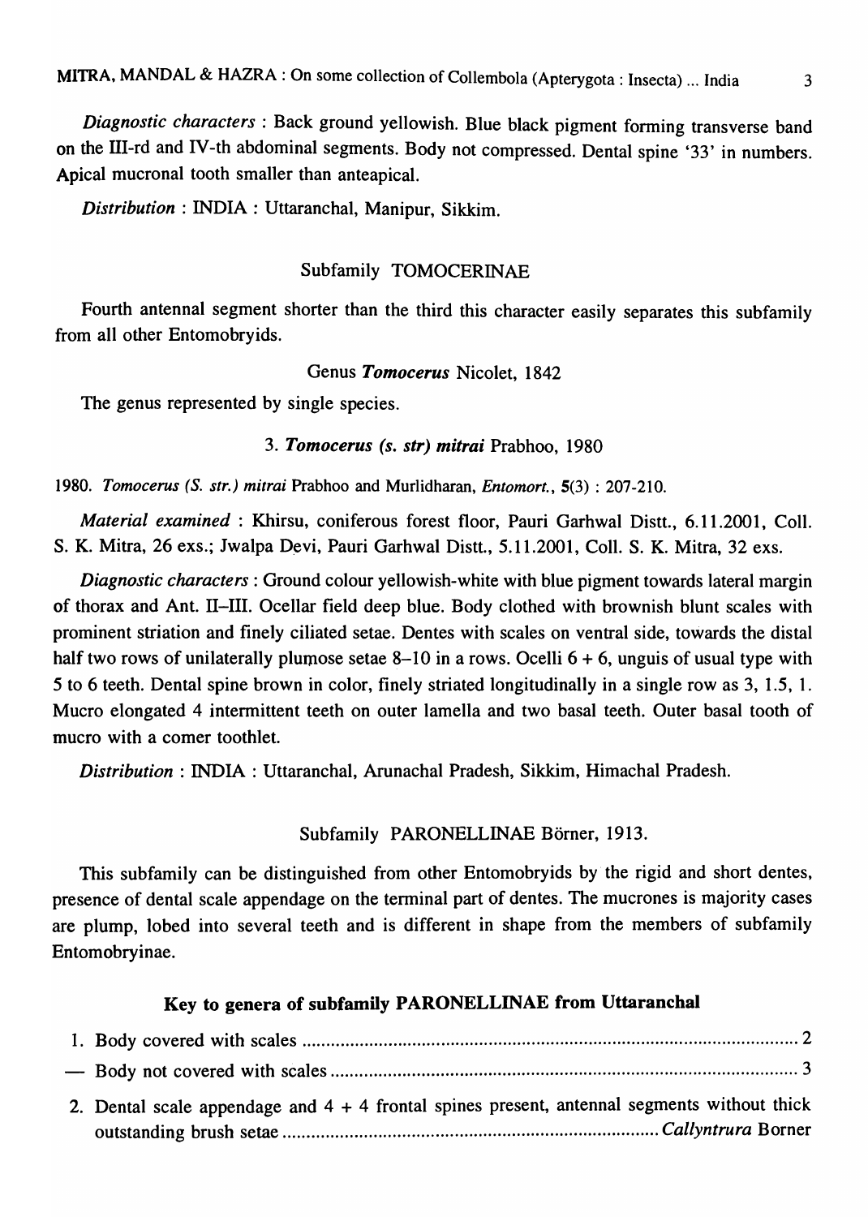*Diagnostic characters* : Back ground yellowish. Blue black pigment forming transverse band on the III-rd and IV-th abdominal segments. Body not compressed. Dental spine '33' in numbers. Apical mucronal tooth smaller than anteapical.

*Distribution* : INDIA : Uttaranchal, Manipur, Sikkim.

## Subfamily TOMOCERINAE

Fourth antennal segment shorter than the third this character easily separates this subfamily from all other Entomobryids.

### Genus *Tomocerus* Nicolet, 1842

The genus represented by single species.

#### 3. *Tomocerus (s. str) mitrai* Prabhoo, 1980

1980. *Tomocerus (S. str.) mitrai* Prabhoo and Murlidharan, *Entomort.*, **5**(3) : 207-210.

*Material examined* : Khirsu, coniferous forest floor, Pauri Garhwal Distt., 6.11.2001, Coll. S. K. Mitra, 26 exs.; Jwalpa Devi, Pauri Garhwal Distt., 5.11.2001, Coll. S. K. Mitra, 32 exs.

*Diagnostic characters* : Ground colour yellowish-white with blue pigment towards lateral margin of thorax and Ant. II–III. Ocellar field deep blue. Body clothed with brownish blunt scales with prominent striation and finely ciliated setae. Dentes with scales on ventral side, towards the distal half two rows of unilaterally plumose setae 8–10 in a rows. Ocelli 6 + 6, unguis of usual type with 5 to 6 teeth. Dental spine brown in color, finely striated longitudinally in a single row as 3, 1.5, 1. Mucro elongated 4 intermittent teeth on outer lamella and two basal teeth. Outer basal tooth of mucro with a comer toothlet.

*Distribution* : INDIA : Uttaranchal, Arunachal Pradesh, Sikkim, Himachal Pradesh.

## Subfamily PARONELLINAE Börner, 1913.

This subfamily can be distinguished from other Entomobryids by the rigid and short dentes, presence of dental scale appendage on the terminal part of dentes. The mucrones is majority cases are plump, lobed into several teeth and is different in shape from the members of subfamily Entomobryinae.

### Key to genera of subfamily PARONELLINAE from Uttaranchal

1. Body covered with scales ........................................ 2
— Body not covered with scales ........................................ 3
2. Dental scale appendage and 4 + 4 frontal spines present, antennal segments without thick outstanding brush setae ........................................ *Callyntrura* Borner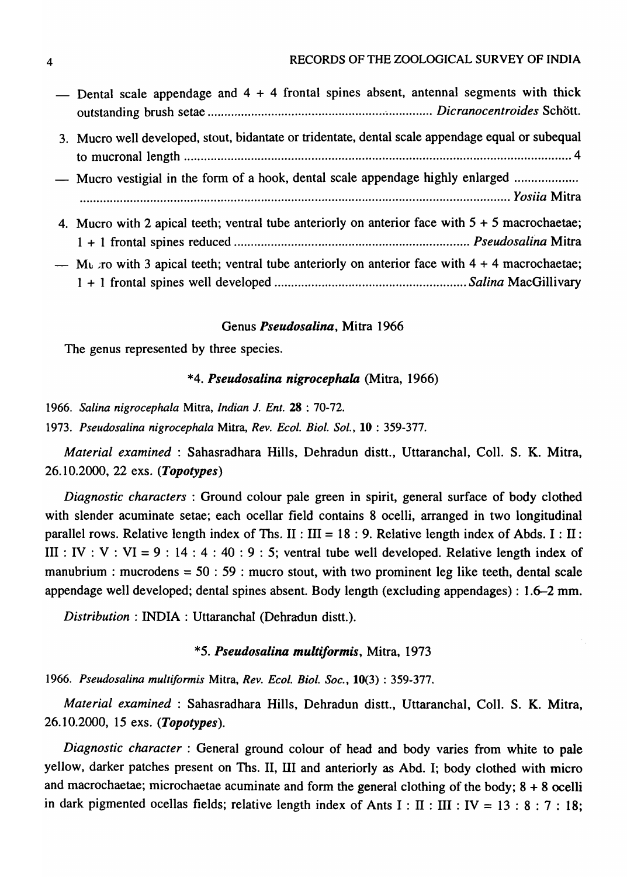— Dental scale appendage and 4 + 4 frontal spines absent, antennal segments with thick outstanding brush setae .................................................................. *Dicranocentroides* Schött.

3. Mucro well developed, stout, bidantate or tridentate, dental scale appendage equal or subequal to mucronal length .................................................................................................................. 4

— Mucro vestigial in the form of a hook, dental scale appendage highly enlarged ................... ................................................................................................................................ *Yosiia* Mitra

4. Mucro with 2 apical teeth; ventral tube anteriorly on anterior face with 5 + 5 macrochaetae; 1 + 1 frontal spines reduced ...................................................................... *Pseudosalina* Mitra

— Mucro with 3 apical teeth; ventral tube anteriorly on anterior face with 4 + 4 macrochaetae; 1 + 1 frontal spines well developed ......................................................... *Salina* MacGillivary

### Genus *Pseudosalina*, Mitra 1966

The genus represented by three species.

#### *4. *Pseudosalina nigrocephala* (Mitra, 1966)

1966. *Salina nigrocephala* Mitra, *Indian J. Ent.* **28** : 70-72.

1973. *Pseudosalina nigrocephala* Mitra, *Rev. Ecol. Biol. Sol.*, **10** : 359-377.

*Material examined* : Sahasradhara Hills, Dehradun distt., Uttaranchal, Coll. S. K. Mitra, 26.10.2000, 22 exs. (***Topotypes***)

*Diagnostic characters* : Ground colour pale green in spirit, general surface of body clothed with slender acuminate setae; each ocellar field contains 8 ocelli, arranged in two longitudinal parallel rows. Relative length index of Ths. II : III = 18 : 9. Relative length index of Abds. I : II : III : IV : V : VI = 9 : 14 : 4 : 40 : 9 : 5; ventral tube well developed. Relative length index of manubrium : mucrodens = 50 : 59 : mucro stout, with two prominent leg like teeth, dental scale appendage well developed; dental spines absent. Body length (excluding appendages) : 1.6–2 mm.

*Distribution* : INDIA : Uttaranchal (Dehradun distt.).

#### *5. *Pseudosalina multiformis*, Mitra, 1973

1966. *Pseudosalina multiformis* Mitra, *Rev. Ecol. Biol. Soc.*, **10**(3) : 359-377.

*Material examined* : Sahasradhara Hills, Dehradun distt., Uttaranchal, Coll. S. K. Mitra, 26.10.2000, 15 exs. (***Topotypes***).

*Diagnostic character* : General ground colour of head and body varies from white to pale yellow, darker patches present on Ths. II, III and anteriorly as Abd. I; body clothed with micro and macrochaetae; microchaetae acuminate and form the general clothing of the body; 8 + 8 ocelli in dark pigmented ocellas fields; relative length index of Ants I : II : III : IV = 13 : 8 : 7 : 18;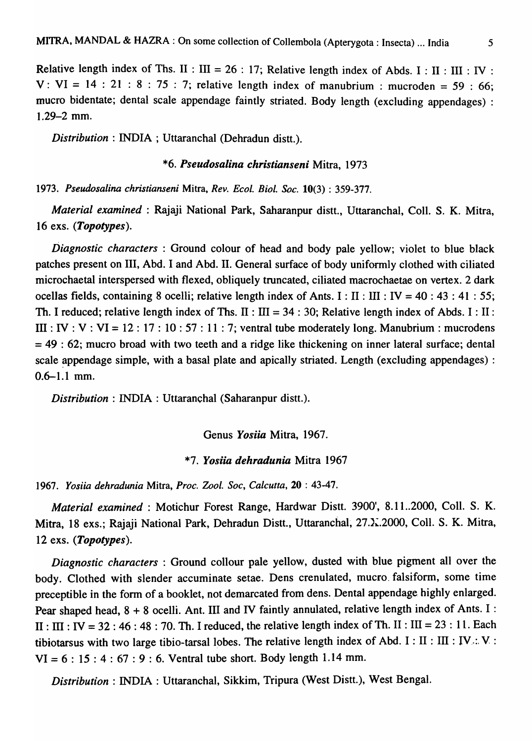Relative length index of Ths. II : III = 26 : 17; Relative length index of Abds. I : II : III : IV : V : VI = 14 : 21 : 8 : 75 : 7; relative length index of manubrium : mucroden = 59 : 66; mucro bidentate; dental scale appendage faintly striated. Body length (excluding appendages) : 1.29–2 mm.

*Distribution* : INDIA ; Uttaranchal (Dehradun distt.).

### *6. *Pseudosalina christianseni* Mitra, 1973

1973. *Pseudosalina christianseni* Mitra, *Rev. Ecol. Biol. Soc.* **10**(3) : 359-377.

*Material examined* : Rajaji National Park, Saharanpur distt., Uttaranchal, Coll. S. K. Mitra, 16 exs. (***Topotypes***).

*Diagnostic characters* : Ground colour of head and body pale yellow; violet to blue black patches present on III, Abd. I and Abd. II. General surface of body uniformly clothed with ciliated microchaetal interspersed with flexed, obliquely truncated, ciliated macrochaetae on vertex. 2 dark ocellas fields, containing 8 ocelli; relative length index of Ants. I : II : III : IV = 40 : 43 : 41 : 55; Th. I reduced; relative length index of Ths. II : III = 34 : 30; Relative length index of Abds. I : II : III : IV : V : VI = 12 : 17 : 10 : 57 : 11 : 7; ventral tube moderately long. Manubrium : mucrodens = 49 : 62; mucro broad with two teeth and a ridge like thickening on inner lateral surface; dental scale appendage simple, with a basal plate and apically striated. Length (excluding appendages) : 0.6–1.1 mm.

*Distribution* : INDIA : Uttaranchal (Saharanpur distt.).

### Genus *Yosiia* Mitra, 1967.

### *7. *Yosiia dehradunia* Mitra 1967

1967. *Yosiia dehradunia* Mitra, *Proc. Zool. Soc, Calcutta*, **20** : 43-47.

*Material examined* : Motichur Forest Range, Hardwar Distt. 3900', 8.11..2000, Coll. S. K. Mitra, 18 exs.; Rajaji National Park, Dehradun Distt., Uttaranchal, 27.X.2000, Coll. S. K. Mitra, 12 exs. (***Topotypes***).

*Diagnostic characters* : Ground collour pale yellow, dusted with blue pigment all over the body. Clothed with slender accuminate setae. Dens crenulated, mucro falsiform, some time preceptible in the form of a booklet, not demarcated from dens. Dental appendage highly enlarged. Pear shaped head, 8 + 8 ocelli. Ant. III and IV faintly annulated, relative length index of Ants. I : II : III : IV = 32 : 46 : 48 : 70. Th. I reduced, the relative length index of Th. II : III = 23 : 11. Each tibiotarsus with two large tibio-tarsal lobes. The relative length index of Abd. I : II : III : IV : V : VI = 6 : 15 : 4 : 67 : 9 : 6. Ventral tube short. Body length 1.14 mm.

*Distribution* : INDIA : Uttaranchal, Sikkim, Tripura (West Distt.), West Bengal.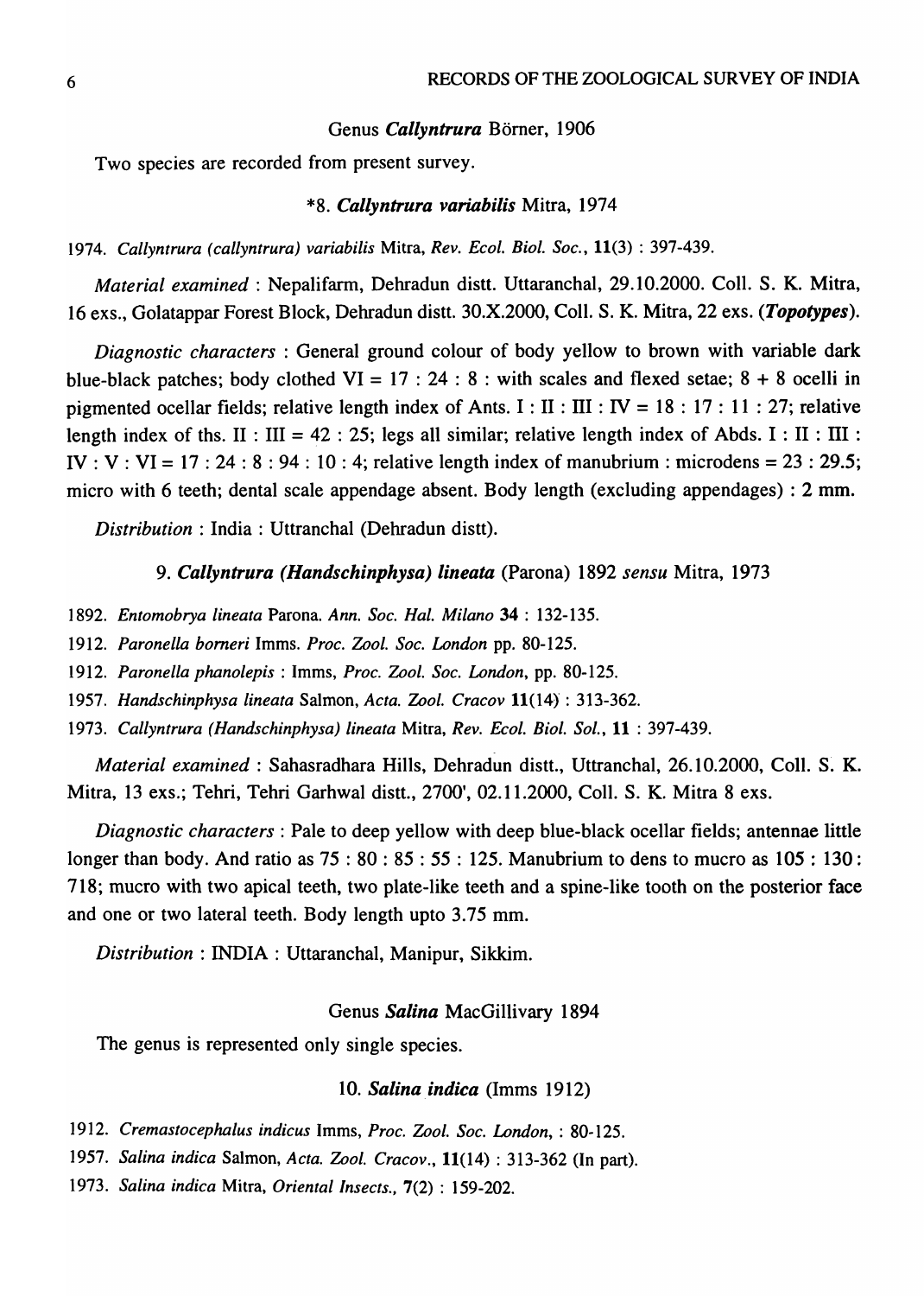### Genus *Callyntrura* Börner, 1906

Two species are recorded from present survey.

#### *8. *Callyntrura variabilis* Mitra, 1974

1974. *Callyntrura (callyntrura) variabilis* Mitra, *Rev. Ecol. Biol. Soc.*, **11**(3) : 397-439.

*Material examined* : Nepalifarm, Dehradun distt. Uttaranchal, 29.10.2000. Coll. S. K. Mitra, 16 exs., Golatappar Forest Block, Dehradun distt. 30.X.2000, Coll. S. K. Mitra, 22 exs. (***Topotypes***).

*Diagnostic characters* : General ground colour of body yellow to brown with variable dark blue-black patches; body clothed VI = 17 : 24 : 8 : with scales and flexed setae; 8 + 8 ocelli in pigmented ocellar fields; relative length index of Ants. I : II : III : IV = 18 : 17 : 11 : 27; relative length index of ths. II : III = 42 : 25; legs all similar; relative length index of Abds. I : II : III : IV : V : VI = 17 : 24 : 8 : 94 : 10 : 4; relative length index of manubrium : microdens = 23 : 29.5; micro with 6 teeth; dental scale appendage absent. Body length (excluding appendages) : 2 mm.

*Distribution* : India : Uttranchal (Dehradun distt).

#### 9. *Callyntrura (Handschinphysa) lineata* (Parona) 1892 *sensu* Mitra, 1973

1892. *Entomobrya lineata* Parona. *Ann. Soc. Hal. Milano* **34** : 132-135.

1912. *Paronella borneri* Imms. *Proc. Zool. Soc. London* pp. 80-125.

1912. *Paronella phanolepis* : Imms, *Proc. Zool. Soc. London*, pp. 80-125.

1957. *Handschinphysa lineata* Salmon, *Acta. Zool. Cracov* **11**(14) : 313-362.

1973. *Callyntrura (Handschinphysa) lineata* Mitra, *Rev. Ecol. Biol. Sol.*, **11** : 397-439.

*Material examined* : Sahasradhara Hills, Dehradun distt., Uttranchal, 26.10.2000, Coll. S. K. Mitra, 13 exs.; Tehri, Tehri Garhwal distt., 2700', 02.11.2000, Coll. S. K. Mitra 8 exs.

*Diagnostic characters* : Pale to deep yellow with deep blue-black ocellar fields; antennae little longer than body. And ratio as 75 : 80 : 85 : 55 : 125. Manubrium to dens to mucro as 105 : 130 : 718; mucro with two apical teeth, two plate-like teeth and a spine-like tooth on the posterior face and one or two lateral teeth. Body length upto 3.75 mm.

*Distribution* : INDIA : Uttaranchal, Manipur, Sikkim.

### Genus *Salina* MacGillivary 1894

The genus is represented only single species.

#### 10. *Salina indica* (Imms 1912)

1912. *Cremastocephalus indicus* Imms, *Proc. Zool. Soc. London*, : 80-125.

1957. *Salina indica* Salmon, *Acta. Zool. Cracov.*, **11**(14) : 313-362 (In part).

1973. *Salina indica* Mitra, *Oriental Insects.*, **7**(2) : 159-202.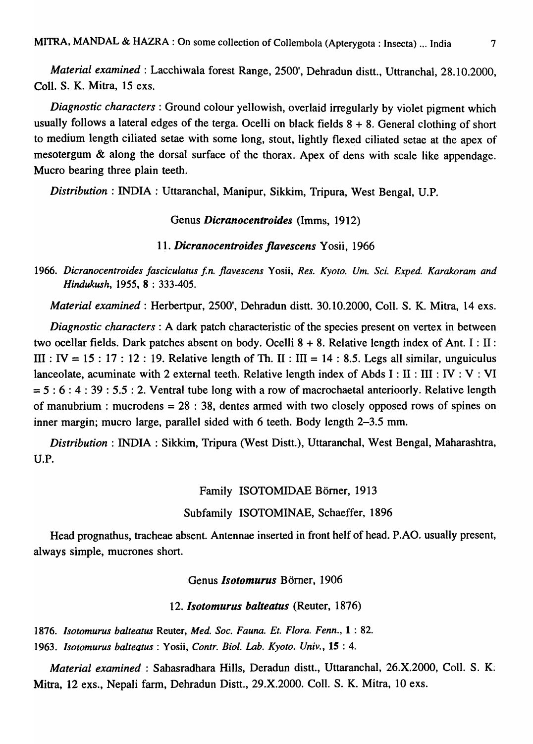*Material examined* : Lacchiwala forest Range, 2500', Dehradun distt., Uttranchal, 28.10.2000, Coll. S. K. Mitra, 15 exs.

*Diagnostic characters* : Ground colour yellowish, overlaid irregularly by violet pigment which usually follows a lateral edges of the terga. Ocelli on black fields 8 + 8. General clothing of short to medium length ciliated setae with some long, stout, lightly flexed ciliated setae at the apex of mesotergum & along the dorsal surface of the thorax. Apex of dens with scale like appendage. Mucro bearing three plain teeth.

*Distribution* : INDIA : Uttaranchal, Manipur, Sikkim, Tripura, West Bengal, U.P.

### Genus *Dicranocentroides* (Imms, 1912)

#### 11. *Dicranocentroides flavescens* Yosii, 1966

1966. *Dicranocentroides fasciculatus f.n. flavescens* Yosii, *Res. Kyoto. Um. Sci. Exped. Karakoram and Hindukush*, 1955, **8** : 333-405.

*Material examined* : Herbertpur, 2500', Dehradun distt. 30.10.2000, Coll. S. K. Mitra, 14 exs.

*Diagnostic characters* : A dark patch characteristic of the species present on vertex in between two ocellar fields. Dark patches absent on body. Ocelli 8 + 8. Relative length index of Ant. I : II : III : IV = 15 : 17 : 12 : 19. Relative length of Th. II : III = 14 : 8.5. Legs all similar, unguiculus lanceolate, acuminate with 2 external teeth. Relative length index of Abds I : II : III : IV : V : VI = 5 : 6 : 4 : 39 : 5.5 : 2. Ventral tube long with a row of macrochaetal anterioorly. Relative length of manubrium : mucrodens = 28 : 38, dentes armed with two closely opposed rows of spines on inner margin; mucro large, parallel sided with 6 teeth. Body length 2–3.5 mm.

*Distribution* : INDIA : Sikkim, Tripura (West Distt.), Uttaranchal, West Bengal, Maharashtra, U.P.

## Family ISOTOMIDAE Börner, 1913

### Subfamily ISOTOMINAE, Schaeffer, 1896

Head prognathus, tracheae absent. Antennae inserted in front helf of head. P.AO. usually present, always simple, mucrones short.

### Genus *Isotomurus* Börner, 1906

#### 12. *Isotomurus balteatus* (Reuter, 1876)

1876. *Isotomurus balteatus* Reuter, *Med. Soc. Fauna. Et. Flora. Fenn.*, **1** : 82.
1963. *Isotomurus balteatus* : Yosii, *Contr. Biol. Lab. Kyoto. Univ.*, **15** : 4.

*Material examined* : Sahasradhara Hills, Deradun distt., Uttaranchal, 26.X.2000, Coll. S. K. Mitra, 12 exs., Nepali farm, Dehradun Distt., 29.X.2000. Coll. S. K. Mitra, 10 exs.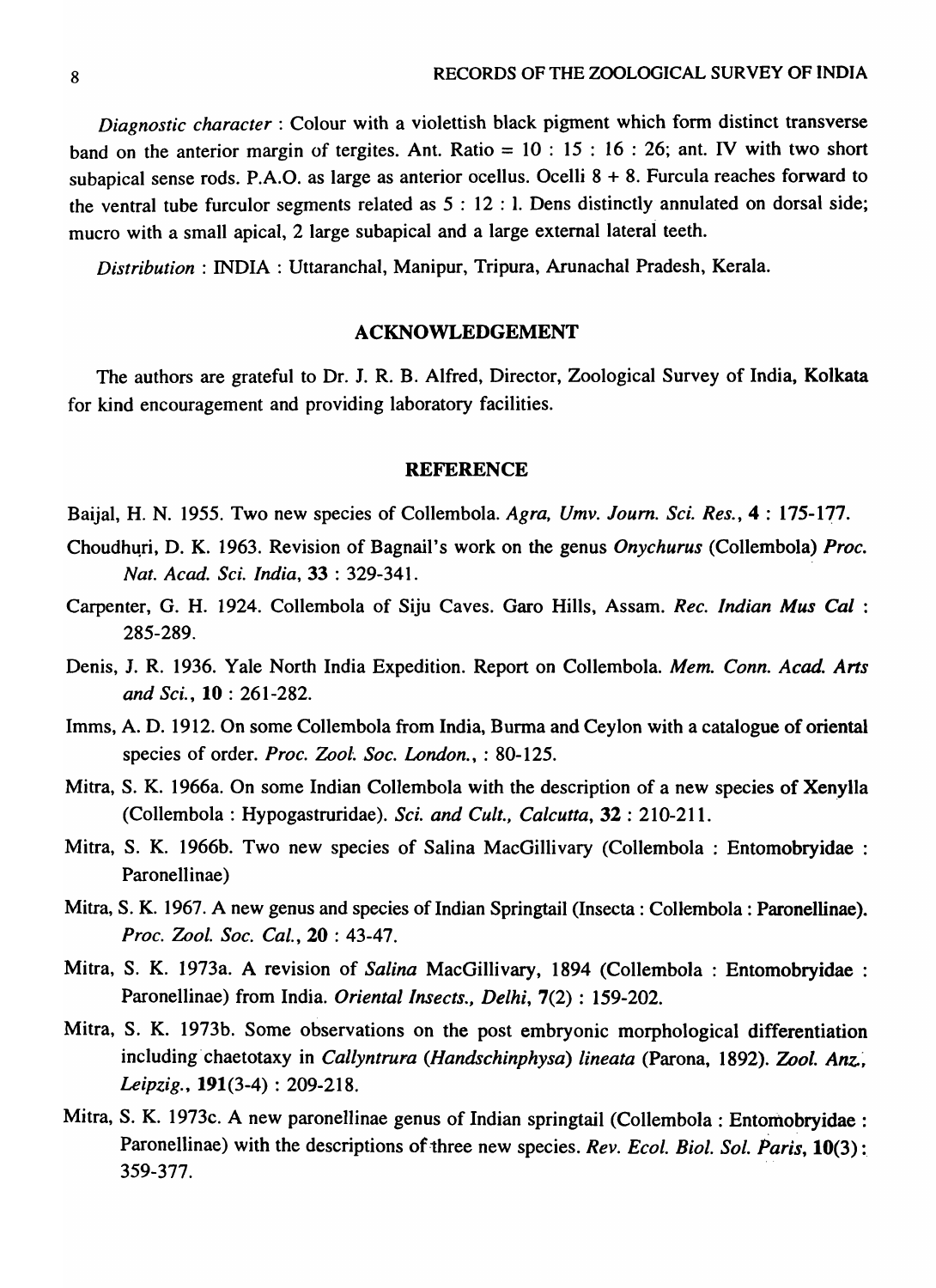*Diagnostic character* : Colour with a violettish black pigment which form distinct transverse band on the anterior margin of tergites. Ant. Ratio = 10 : 15 : 16 : 26; ant. IV with two short subapical sense rods. P.A.O. as large as anterior ocellus. Ocelli 8 + 8. Furcula reaches forward to the ventral tube furculor segments related as 5 : 12 : 1. Dens distinctly annulated on dorsal side; mucro with a small apical, 2 large subapical and a large external lateral teeth.

*Distribution* : INDIA : Uttaranchal, Manipur, Tripura, Arunachal Pradesh, Kerala.

## ACKNOWLEDGEMENT

The authors are grateful to Dr. J. R. B. Alfred, Director, Zoological Survey of India, Kolkata for kind encouragement and providing laboratory facilities.

## REFERENCE

Baijal, H. N. 1955. Two new species of Collembola. *Agra, Umv. Journ. Sci. Res.*, **4** : 175-177.

Choudhuri, D. K. 1963. Revision of Bagnail's work on the genus *Onychurus* (Collembola) *Proc. Nat. Acad. Sci. India*, **33** : 329-341.

Carpenter, G. H. 1924. Collembola of Siju Caves. Garo Hills, Assam. *Rec. Indian Mus Cal* : 285-289.

Denis, J. R. 1936. Yale North India Expedition. Report on Collembola. *Mem. Conn. Acad. Arts and Sci.*, **10** : 261-282.

Imms, A. D. 1912. On some Collembola from India, Burma and Ceylon with a catalogue of oriental species of order. *Proc. Zool. Soc. London.*, : 80-125.

Mitra, S. K. 1966a. On some Indian Collembola with the description of a new species of Xenylla (Collembola : Hypogastruridae). *Sci. and Cult., Calcutta*, **32** : 210-211.

Mitra, S. K. 1966b. Two new species of Salina MacGillivary (Collembola : Entomobryidae : Paronellinae)

Mitra, S. K. 1967. A new genus and species of Indian Springtail (Insecta : Collembola : Paronellinae). *Proc. Zool. Soc. Cal.*, **20** : 43-47.

Mitra, S. K. 1973a. A revision of *Salina* MacGillivary, 1894 (Collembola : Entomobryidae : Paronellinae) from India. *Oriental Insects., Delhi*, **7**(2) : 159-202.

Mitra, S. K. 1973b. Some observations on the post embryonic morphological differentiation including chaetotaxy in *Callyntrura (Handschinphysa) lineata* (Parona, 1892). *Zool. Anz., Leipzig.*, **191**(3-4) : 209-218.

Mitra, S. K. 1973c. A new paronellinae genus of Indian springtail (Collembola : Entomobryidae : Paronellinae) with the descriptions of three new species. *Rev. Ecol. Biol. Sol. Paris*, **10**(3) : 359-377.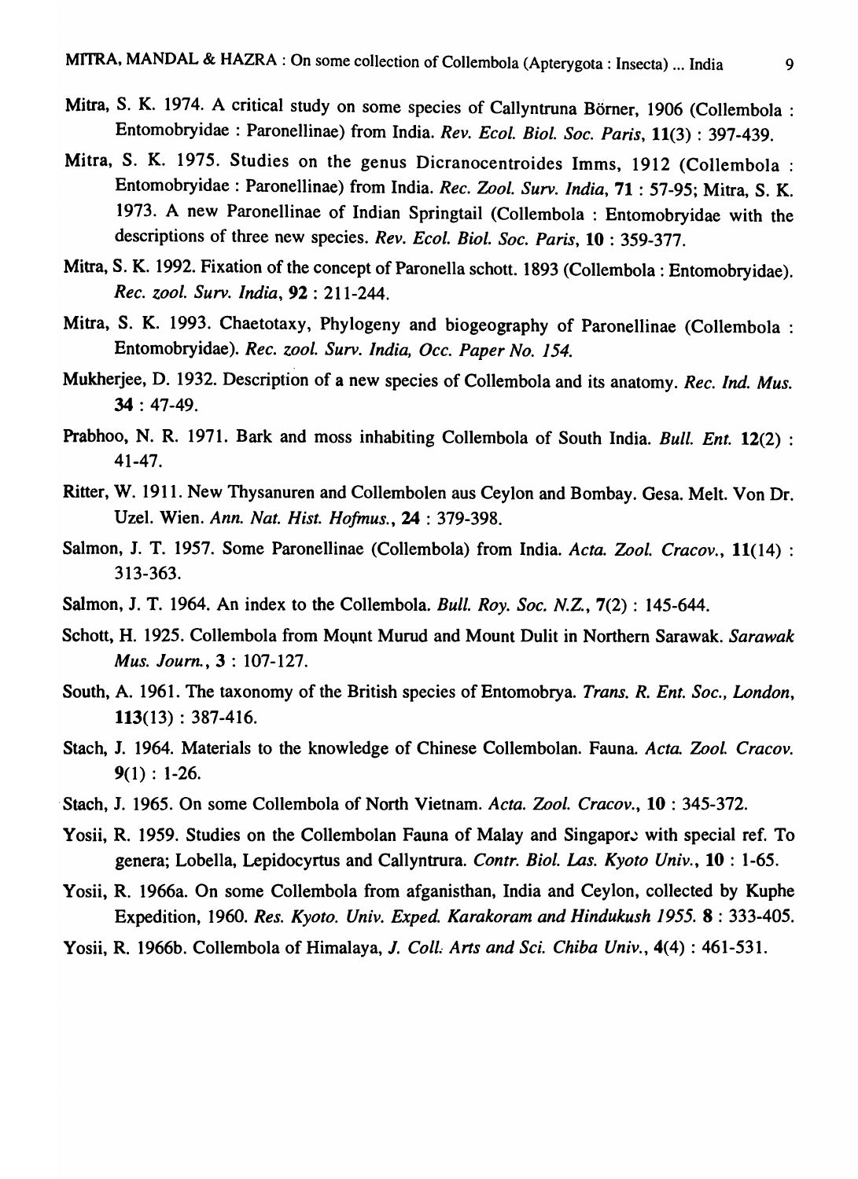Mitra, S. K. 1974. A critical study on some species of Callyntruna Börner, 1906 (Collembola : Entomobryidae : Paronellinae) from India. *Rev. Ecol. Biol. Soc. Paris*, **11**(3) : 397-439.

Mitra, S. K. 1975. Studies on the genus Dicranocentroides Imms, 1912 (Collembola : Entomobryidae : Paronellinae) from India. *Rec. Zool. Surv. India*, **71** : 57-95; Mitra, S. K. 1973. A new Paronellinae of Indian Springtail (Collembola : Entomobryidae with the descriptions of three new species. *Rev. Ecol. Biol. Soc. Paris*, **10** : 359-377.

Mitra, S. K. 1992. Fixation of the concept of Paronella schott. 1893 (Collembola : Entomobryidae). *Rec. zool. Surv. India*, **92** : 211-244.

Mitra, S. K. 1993. Chaetotaxy, Phylogeny and biogeography of Paronellinae (Collembola : Entomobryidae). *Rec. zool. Surv. India, Occ. Paper No. 154.*

Mukherjee, D. 1932. Description of a new species of Collembola and its anatomy. *Rec. Ind. Mus.* **34** : 47-49.

Prabhoo, N. R. 1971. Bark and moss inhabiting Collembola of South India. *Bull. Ent.* **12**(2) : 41-47.

Ritter, W. 1911. New Thysanuren and Collembolen aus Ceylon and Bombay. Gesa. Melt. Von Dr. Uzel. Wien. *Ann. Nat. Hist. Hofmus.*, **24** : 379-398.

Salmon, J. T. 1957. Some Paronellinae (Collembola) from India. *Acta. Zool. Cracov.*, **11**(14) : 313-363.

Salmon, J. T. 1964. An index to the Collembola. *Bull. Roy. Soc. N.Z.*, **7**(2) : 145-644.

Schott, H. 1925. Collembola from Mount Murud and Mount Dulit in Northern Sarawak. *Sarawak Mus. Journ.*, **3** : 107-127.

South, A. 1961. The taxonomy of the British species of Entomobrya. *Trans. R. Ent. Soc., London*, **113**(13) : 387-416.

Stach, J. 1964. Materials to the knowledge of Chinese Collembolan. Fauna. *Acta. Zool. Cracov.* **9**(1) : 1-26.

Stach, J. 1965. On some Collembola of North Vietnam. *Acta. Zool. Cracov.*, **10** : 345-372.

Yosii, R. 1959. Studies on the Collembolan Fauna of Malay and Singapore with special ref. To genera; Lobella, Lepidocyrtus and Callyntrura. *Contr. Biol. Las. Kyoto Univ.*, **10** : 1-65.

Yosii, R. 1966a. On some Collembola from afganisthan, India and Ceylon, collected by Kuphe Expedition, 1960. *Res. Kyoto. Univ. Exped. Karakoram and Hindukush 1955.* **8** : 333-405.

Yosii, R. 1966b. Collembola of Himalaya, *J. Coll. Arts and Sci. Chiba Univ.*, **4**(4) : 461-531.